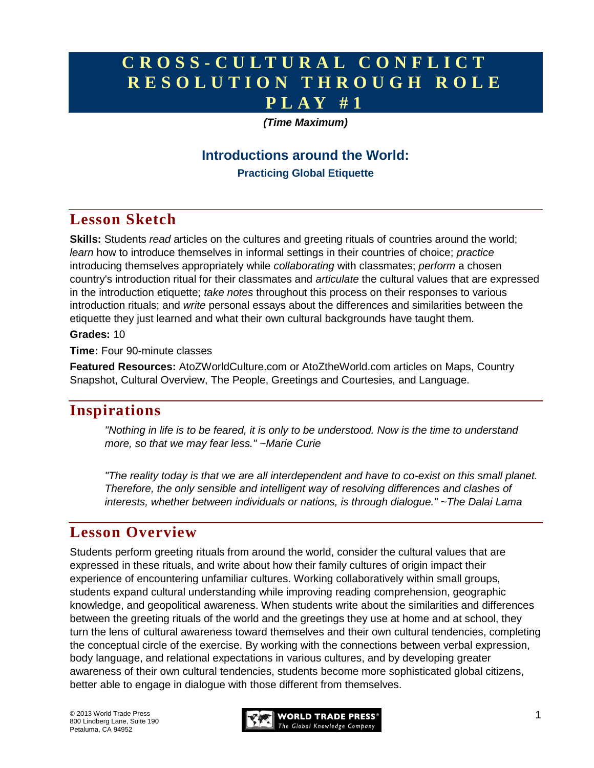# CROSS-CULTURAL CONFLICT RESOLUTION THROUGH ROLE PLAY #1

***(Time Maximum)***

## Introductions around the World:

### Practicing Global Etiquette

## Lesson Sketch

**Skills:** Students *read* articles on the cultures and greeting rituals of countries around the world; *learn* how to introduce themselves in informal settings in their countries of choice; *practice* introducing themselves appropriately while *collaborating* with classmates; *perform* a chosen country's introduction ritual for their classmates and *articulate* the cultural values that are expressed in the introduction etiquette; *take notes* throughout this process on their responses to various introduction rituals; and *write* personal essays about the differences and similarities between the etiquette they just learned and what their own cultural backgrounds have taught them.

**Grades:** 10

**Time:** Four 90-minute classes

**Featured Resources:** AtoZWorldCulture.com or AtoZtheWorld.com articles on Maps, Country Snapshot, Cultural Overview, The People, Greetings and Courtesies, and Language.

## Inspirations

> *"Nothing in life is to be feared, it is only to be understood. Now is the time to understand more, so that we may fear less." ~Marie Curie*

> *"The reality today is that we are all interdependent and have to co-exist on this small planet. Therefore, the only sensible and intelligent way of resolving differences and clashes of interests, whether between individuals or nations, is through dialogue." ~The Dalai Lama*

## Lesson Overview

Students perform greeting rituals from around the world, consider the cultural values that are expressed in these rituals, and write about how their family cultures of origin impact their experience of encountering unfamiliar cultures. Working collaboratively within small groups, students expand cultural understanding while improving reading comprehension, geographic knowledge, and geopolitical awareness. When students write about the similarities and differences between the greeting rituals of the world and the greetings they use at home and at school, they turn the lens of cultural awareness toward themselves and their own cultural tendencies, completing the conceptual circle of the exercise. By working with the connections between verbal expression, body language, and relational expectations in various cultures, and by developing greater awareness of their own cultural tendencies, students become more sophisticated global citizens, better able to engage in dialogue with those different from themselves.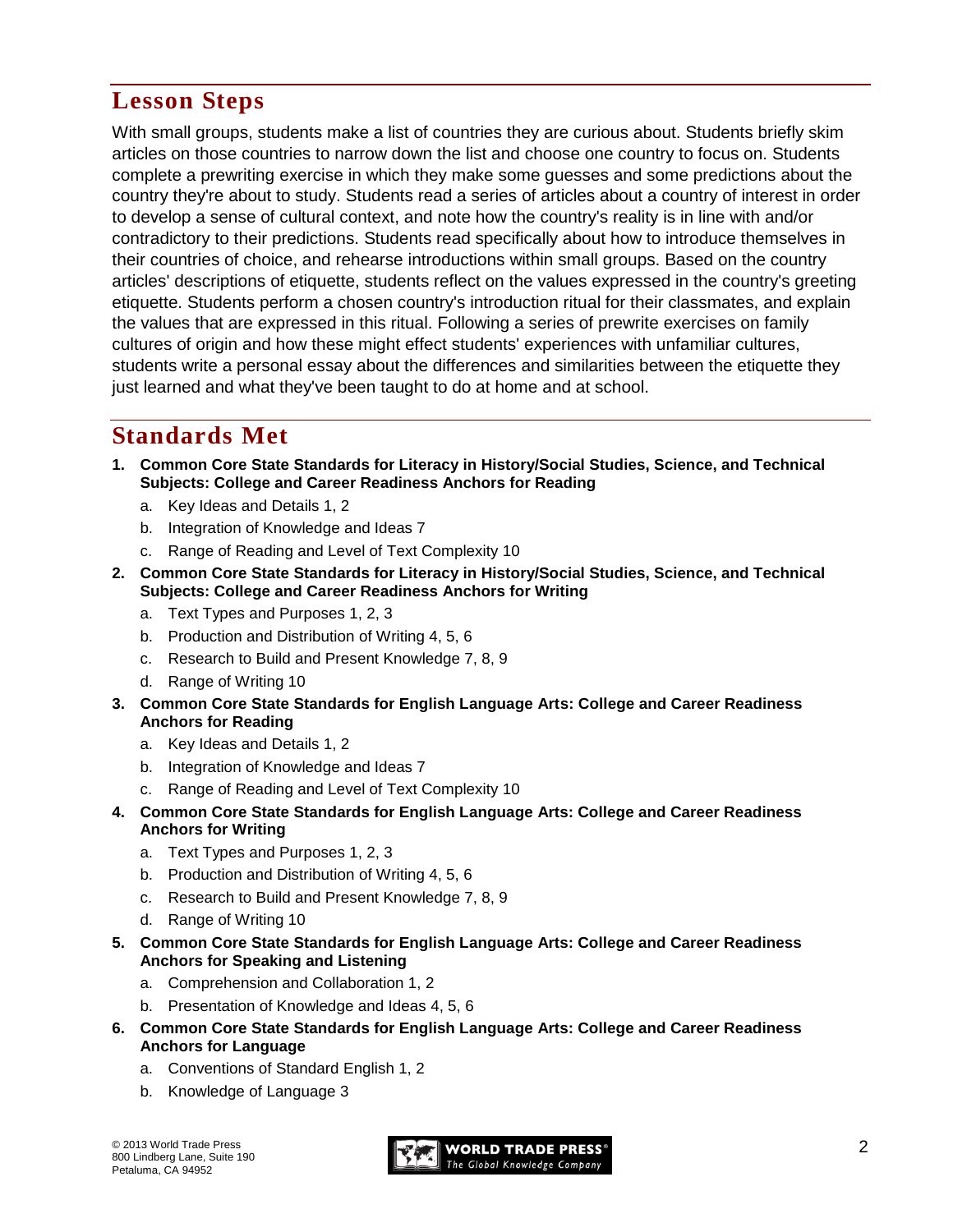## Lesson Steps

With small groups, students make a list of countries they are curious about. Students briefly skim articles on those countries to narrow down the list and choose one country to focus on. Students complete a prewriting exercise in which they make some guesses and some predictions about the country they're about to study. Students read a series of articles about a country of interest in order to develop a sense of cultural context, and note how the country's reality is in line with and/or contradictory to their predictions. Students read specifically about how to introduce themselves in their countries of choice, and rehearse introductions within small groups. Based on the country articles' descriptions of etiquette, students reflect on the values expressed in the country's greeting etiquette. Students perform a chosen country's introduction ritual for their classmates, and explain the values that are expressed in this ritual. Following a series of prewrite exercises on family cultures of origin and how these might effect students' experiences with unfamiliar cultures, students write a personal essay about the differences and similarities between the etiquette they just learned and what they've been taught to do at home and at school.

## Standards Met

1. **Common Core State Standards for Literacy in History/Social Studies, Science, and Technical Subjects: College and Career Readiness Anchors for Reading**
   a. Key Ideas and Details 1, 2
   b. Integration of Knowledge and Ideas 7
   c. Range of Reading and Level of Text Complexity 10
2. **Common Core State Standards for Literacy in History/Social Studies, Science, and Technical Subjects: College and Career Readiness Anchors for Writing**
   a. Text Types and Purposes 1, 2, 3
   b. Production and Distribution of Writing 4, 5, 6
   c. Research to Build and Present Knowledge 7, 8, 9
   d. Range of Writing 10
3. **Common Core State Standards for English Language Arts: College and Career Readiness Anchors for Reading**
   a. Key Ideas and Details 1, 2
   b. Integration of Knowledge and Ideas 7
   c. Range of Reading and Level of Text Complexity 10
4. **Common Core State Standards for English Language Arts: College and Career Readiness Anchors for Writing**
   a. Text Types and Purposes 1, 2, 3
   b. Production and Distribution of Writing 4, 5, 6
   c. Research to Build and Present Knowledge 7, 8, 9
   d. Range of Writing 10
5. **Common Core State Standards for English Language Arts: College and Career Readiness Anchors for Speaking and Listening**
   a. Comprehension and Collaboration 1, 2
   b. Presentation of Knowledge and Ideas 4, 5, 6
6. **Common Core State Standards for English Language Arts: College and Career Readiness Anchors for Language**
   a. Conventions of Standard English 1, 2
   b. Knowledge of Language 3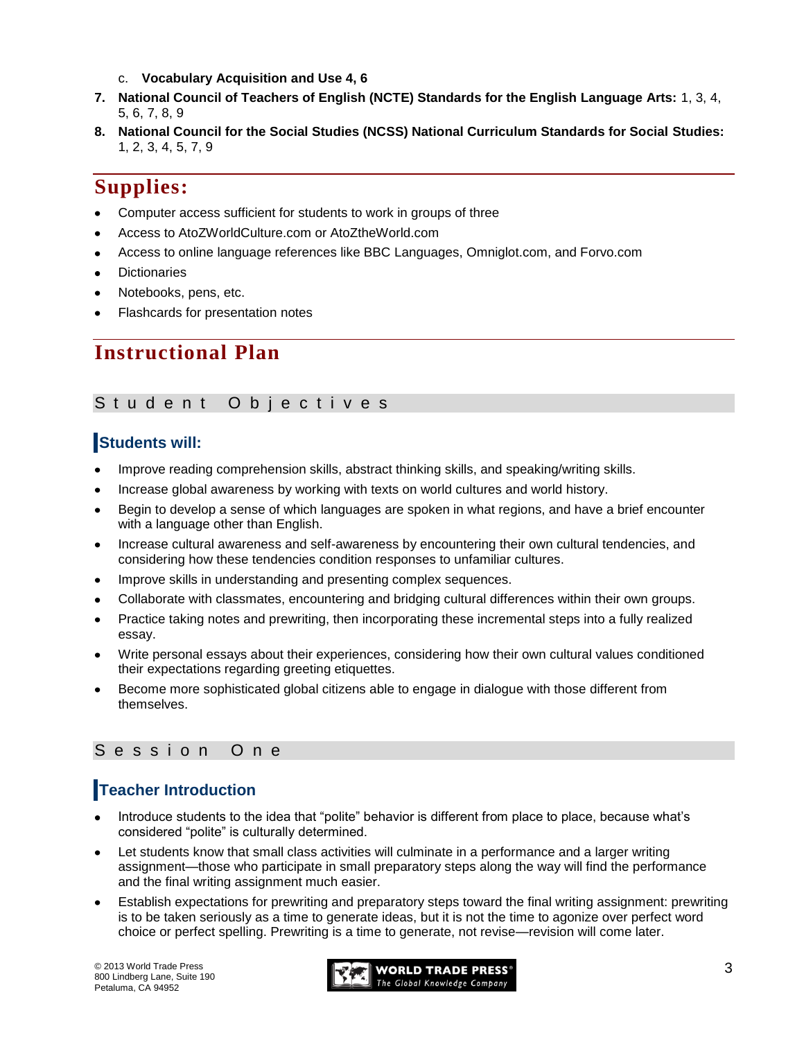c. **Vocabulary Acquisition and Use 4, 6**

7. **National Council of Teachers of English (NCTE) Standards for the English Language Arts:** 1, 3, 4, 5, 6, 7, 8, 9
8. **National Council for the Social Studies (NCSS) National Curriculum Standards for Social Studies:** 1, 2, 3, 4, 5, 7, 9

## Supplies:

- Computer access sufficient for students to work in groups of three
- Access to AtoZWorldCulture.com or AtoZtheWorld.com
- Access to online language references like BBC Languages, Omniglot.com, and Forvo.com
- Dictionaries
- Notebooks, pens, etc.
- Flashcards for presentation notes

## Instructional Plan

### Student Objectives

#### Students will:

- Improve reading comprehension skills, abstract thinking skills, and speaking/writing skills.
- Increase global awareness by working with texts on world cultures and world history.
- Begin to develop a sense of which languages are spoken in what regions, and have a brief encounter with a language other than English.
- Increase cultural awareness and self-awareness by encountering their own cultural tendencies, and considering how these tendencies condition responses to unfamiliar cultures.
- Improve skills in understanding and presenting complex sequences.
- Collaborate with classmates, encountering and bridging cultural differences within their own groups.
- Practice taking notes and prewriting, then incorporating these incremental steps into a fully realized essay.
- Write personal essays about their experiences, considering how their own cultural values conditioned their expectations regarding greeting etiquettes.
- Become more sophisticated global citizens able to engage in dialogue with those different from themselves.

### Session One

#### Teacher Introduction

- Introduce students to the idea that "polite" behavior is different from place to place, because what's considered "polite" is culturally determined.
- Let students know that small class activities will culminate in a performance and a larger writing assignment—those who participate in small preparatory steps along the way will find the performance and the final writing assignment much easier.
- Establish expectations for prewriting and preparatory steps toward the final writing assignment: prewriting is to be taken seriously as a time to generate ideas, but it is not the time to agonize over perfect word choice or perfect spelling. Prewriting is a time to generate, not revise—revision will come later.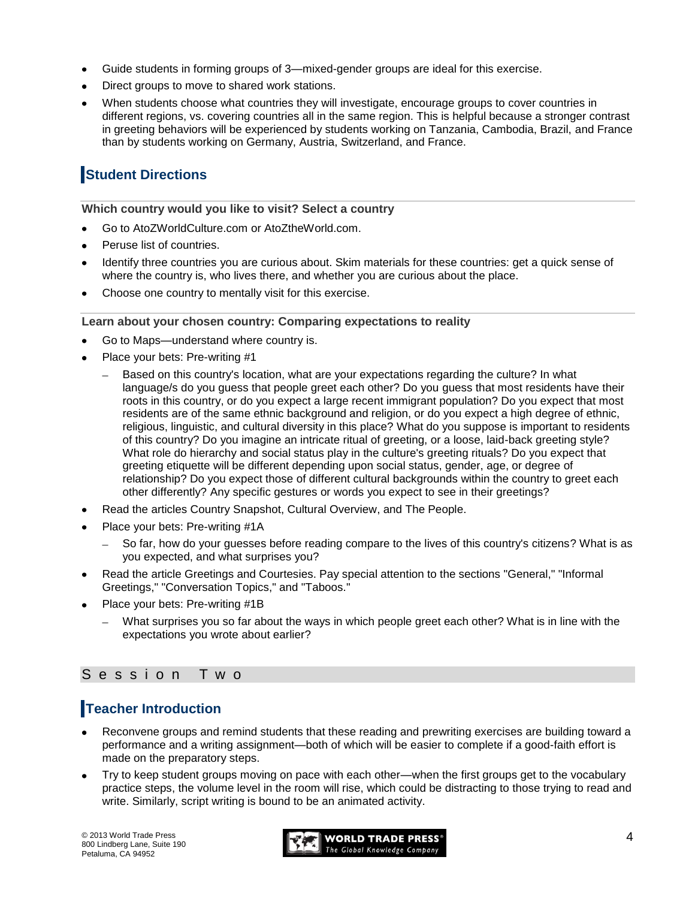- Guide students in forming groups of 3—mixed-gender groups are ideal for this exercise.
- Direct groups to move to shared work stations.
- When students choose what countries they will investigate, encourage groups to cover countries in different regions, vs. covering countries all in the same region. This is helpful because a stronger contrast in greeting behaviors will be experienced by students working on Tanzania, Cambodia, Brazil, and France than by students working on Germany, Austria, Switzerland, and France.

## Student Directions

**Which country would you like to visit? Select a country**

- Go to AtoZWorldCulture.com or AtoZtheWorld.com.
- Peruse list of countries.
- Identify three countries you are curious about. Skim materials for these countries: get a quick sense of where the country is, who lives there, and whether you are curious about the place.
- Choose one country to mentally visit for this exercise.

**Learn about your chosen country: Comparing expectations to reality**

- Go to Maps—understand where country is.
- Place your bets: Pre-writing #1
  - Based on this country's location, what are your expectations regarding the culture? In what language/s do you guess that people greet each other? Do you guess that most residents have their roots in this country, or do you expect a large recent immigrant population? Do you expect that most residents are of the same ethnic background and religion, or do you expect a high degree of ethnic, religious, linguistic, and cultural diversity in this place? What do you suppose is important to residents of this country? Do you imagine an intricate ritual of greeting, or a loose, laid-back greeting style? What role do hierarchy and social status play in the culture's greeting rituals? Do you expect that greeting etiquette will be different depending upon social status, gender, age, or degree of relationship? Do you expect those of different cultural backgrounds within the country to greet each other differently? Any specific gestures or words you expect to see in their greetings?
- Read the articles Country Snapshot, Cultural Overview, and The People.
- Place your bets: Pre-writing #1A
  - So far, how do your guesses before reading compare to the lives of this country's citizens? What is as you expected, and what surprises you?
- Read the article Greetings and Courtesies. Pay special attention to the sections "General," "Informal Greetings," "Conversation Topics," and "Taboos."
- Place your bets: Pre-writing #1B
  - What surprises you so far about the ways in which people greet each other? What is in line with the expectations you wrote about earlier?

# Session Two

## Teacher Introduction

- Reconvene groups and remind students that these reading and prewriting exercises are building toward a performance and a writing assignment—both of which will be easier to complete if a good-faith effort is made on the preparatory steps.
- Try to keep student groups moving on pace with each other—when the first groups get to the vocabulary practice steps, the volume level in the room will rise, which could be distracting to those trying to read and write. Similarly, script writing is bound to be an animated activity.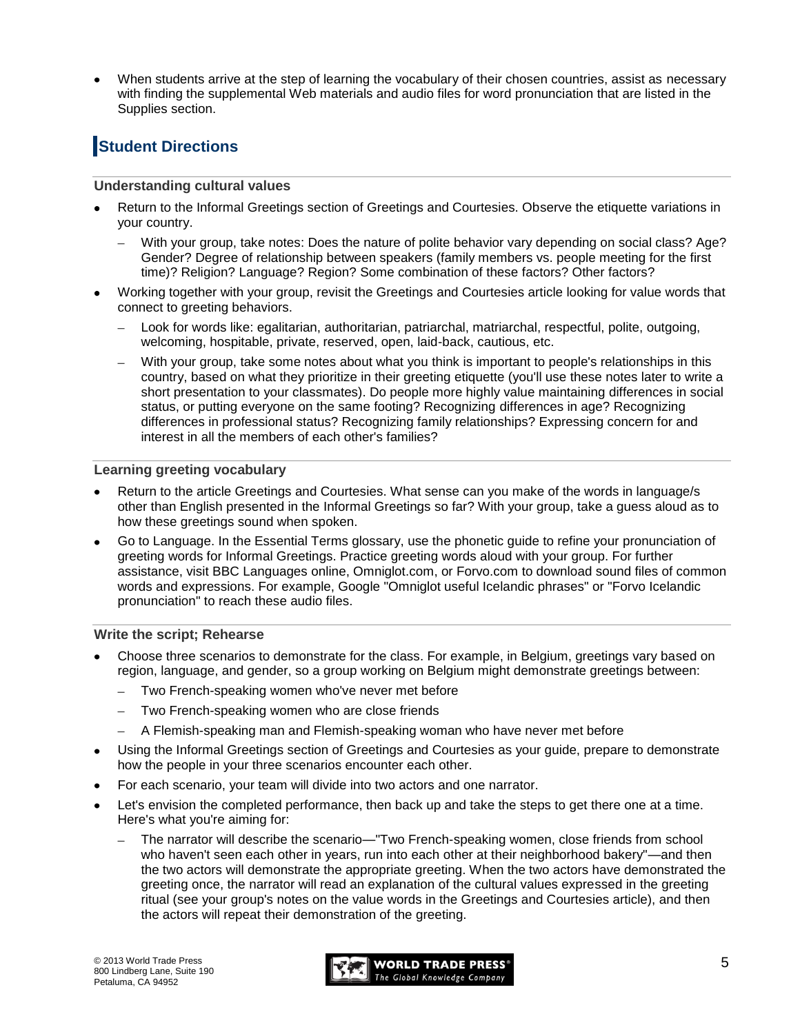- When students arrive at the step of learning the vocabulary of their chosen countries, assist as necessary with finding the supplemental Web materials and audio files for word pronunciation that are listed in the Supplies section.

## Student Directions

### Understanding cultural values

- Return to the Informal Greetings section of Greetings and Courtesies. Observe the etiquette variations in your country.
  - With your group, take notes: Does the nature of polite behavior vary depending on social class? Age? Gender? Degree of relationship between speakers (family members vs. people meeting for the first time)? Religion? Language? Region? Some combination of these factors? Other factors?
- Working together with your group, revisit the Greetings and Courtesies article looking for value words that connect to greeting behaviors.
  - Look for words like: egalitarian, authoritarian, patriarchal, matriarchal, respectful, polite, outgoing, welcoming, hospitable, private, reserved, open, laid-back, cautious, etc.
  - With your group, take some notes about what you think is important to people's relationships in this country, based on what they prioritize in their greeting etiquette (you'll use these notes later to write a short presentation to your classmates). Do people more highly value maintaining differences in social status, or putting everyone on the same footing? Recognizing differences in age? Recognizing differences in professional status? Recognizing family relationships? Expressing concern for and interest in all the members of each other's families?

### Learning greeting vocabulary

- Return to the article Greetings and Courtesies. What sense can you make of the words in language/s other than English presented in the Informal Greetings so far? With your group, take a guess aloud as to how these greetings sound when spoken.
- Go to Language. In the Essential Terms glossary, use the phonetic guide to refine your pronunciation of greeting words for Informal Greetings. Practice greeting words aloud with your group. For further assistance, visit BBC Languages online, Omniglot.com, or Forvo.com to download sound files of common words and expressions. For example, Google "Omniglot useful Icelandic phrases" or "Forvo Icelandic pronunciation" to reach these audio files.

### Write the script; Rehearse

- Choose three scenarios to demonstrate for the class. For example, in Belgium, greetings vary based on region, language, and gender, so a group working on Belgium might demonstrate greetings between:
  - Two French-speaking women who've never met before
  - Two French-speaking women who are close friends
  - A Flemish-speaking man and Flemish-speaking woman who have never met before
- Using the Informal Greetings section of Greetings and Courtesies as your guide, prepare to demonstrate how the people in your three scenarios encounter each other.
- For each scenario, your team will divide into two actors and one narrator.
- Let's envision the completed performance, then back up and take the steps to get there one at a time. Here's what you're aiming for:
  - The narrator will describe the scenario—"Two French-speaking women, close friends from school who haven't seen each other in years, run into each other at their neighborhood bakery"—and then the two actors will demonstrate the appropriate greeting. When the two actors have demonstrated the greeting once, the narrator will read an explanation of the cultural values expressed in the greeting ritual (see your group's notes on the value words in the Greetings and Courtesies article), and then the actors will repeat their demonstration of the greeting.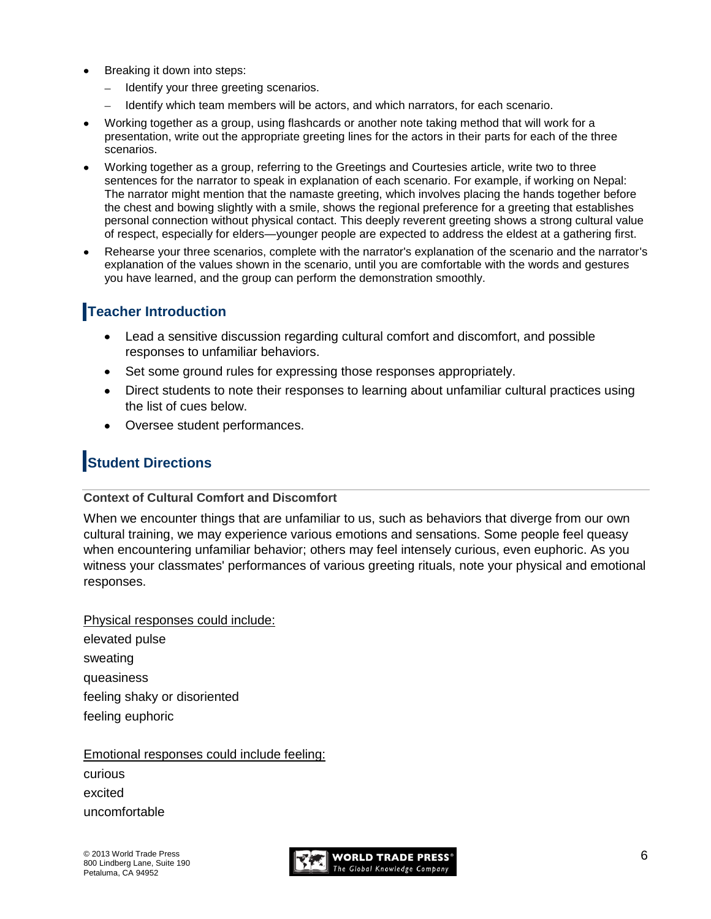- Breaking it down into steps:
  - Identify your three greeting scenarios.
  - Identify which team members will be actors, and which narrators, for each scenario.
- Working together as a group, using flashcards or another note taking method that will work for a presentation, write out the appropriate greeting lines for the actors in their parts for each of the three scenarios.
- Working together as a group, referring to the Greetings and Courtesies article, write two to three sentences for the narrator to speak in explanation of each scenario. For example, if working on Nepal: The narrator might mention that the namaste greeting, which involves placing the hands together before the chest and bowing slightly with a smile, shows the regional preference for a greeting that establishes personal connection without physical contact. This deeply reverent greeting shows a strong cultural value of respect, especially for elders—younger people are expected to address the eldest at a gathering first.
- Rehearse your three scenarios, complete with the narrator's explanation of the scenario and the narrator's explanation of the values shown in the scenario, until you are comfortable with the words and gestures you have learned, and the group can perform the demonstration smoothly.

## Teacher Introduction

- Lead a sensitive discussion regarding cultural comfort and discomfort, and possible responses to unfamiliar behaviors.
- Set some ground rules for expressing those responses appropriately.
- Direct students to note their responses to learning about unfamiliar cultural practices using the list of cues below.
- Oversee student performances.

## Student Directions

### Context of Cultural Comfort and Discomfort

When we encounter things that are unfamiliar to us, such as behaviors that diverge from our own cultural training, we may experience various emotions and sensations. Some people feel queasy when encountering unfamiliar behavior; others may feel intensely curious, even euphoric. As you witness your classmates' performances of various greeting rituals, note your physical and emotional responses.

<u>Physical responses could include:</u>

elevated pulse
sweating
queasiness
feeling shaky or disoriented
feeling euphoric

<u>Emotional responses could include feeling:</u>

curious
excited
uncomfortable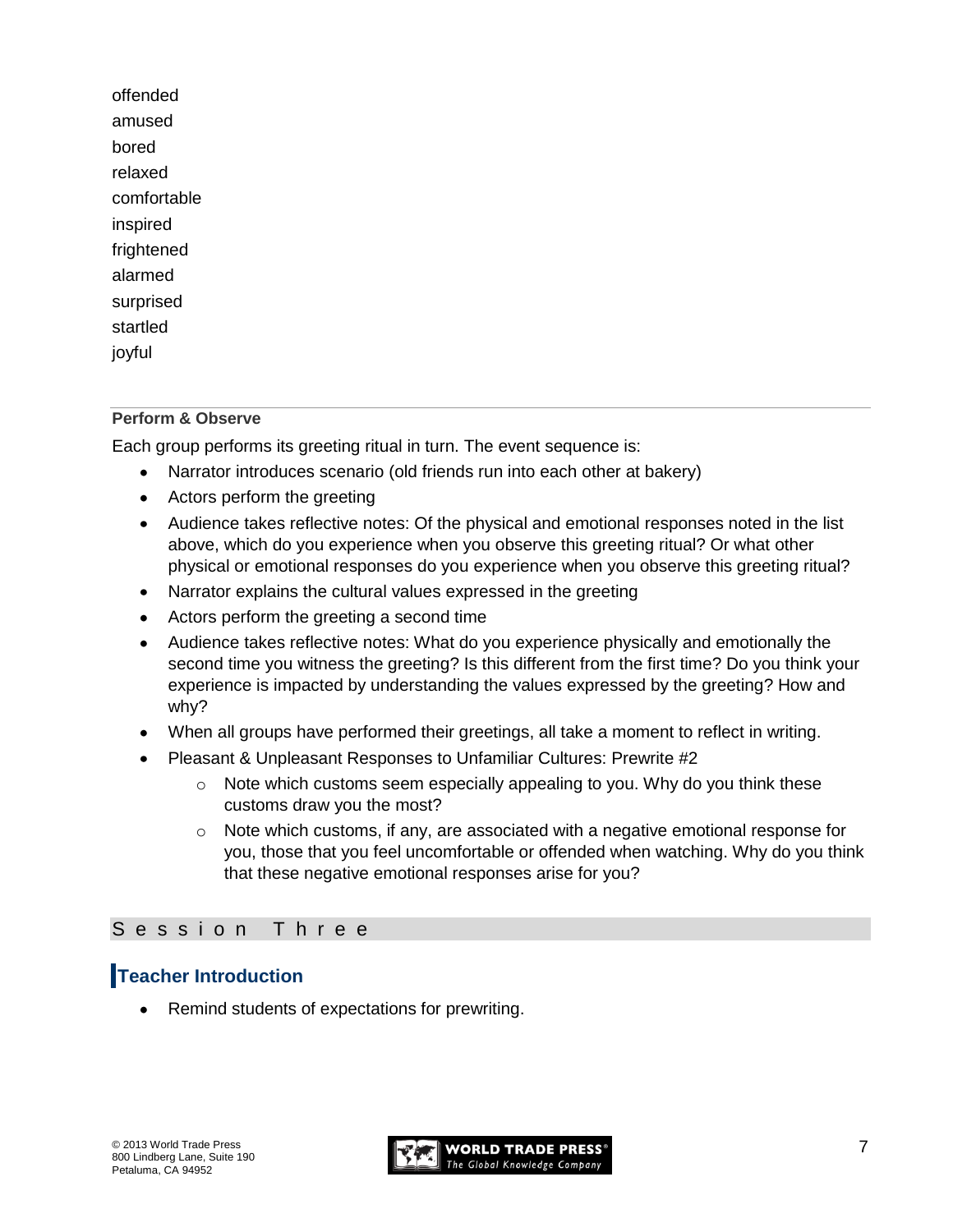offended
amused
bored
relaxed
comfortable
inspired
frightened
alarmed
surprised
startled
joyful

**Perform & Observe**

Each group performs its greeting ritual in turn. The event sequence is:

- Narrator introduces scenario (old friends run into each other at bakery)
- Actors perform the greeting
- Audience takes reflective notes: Of the physical and emotional responses noted in the list above, which do you experience when you observe this greeting ritual? Or what other physical or emotional responses do you experience when you observe this greeting ritual?
- Narrator explains the cultural values expressed in the greeting
- Actors perform the greeting a second time
- Audience takes reflective notes: What do you experience physically and emotionally the second time you witness the greeting? Is this different from the first time? Do you think your experience is impacted by understanding the values expressed by the greeting? How and why?
- When all groups have performed their greetings, all take a moment to reflect in writing.
- Pleasant & Unpleasant Responses to Unfamiliar Cultures: Prewrite #2
    - Note which customs seem especially appealing to you. Why do you think these customs draw you the most?
    - Note which customs, if any, are associated with a negative emotional response for you, those that you feel uncomfortable or offended when watching. Why do you think that these negative emotional responses arise for you?

## Session Three

### Teacher Introduction

- Remind students of expectations for prewriting.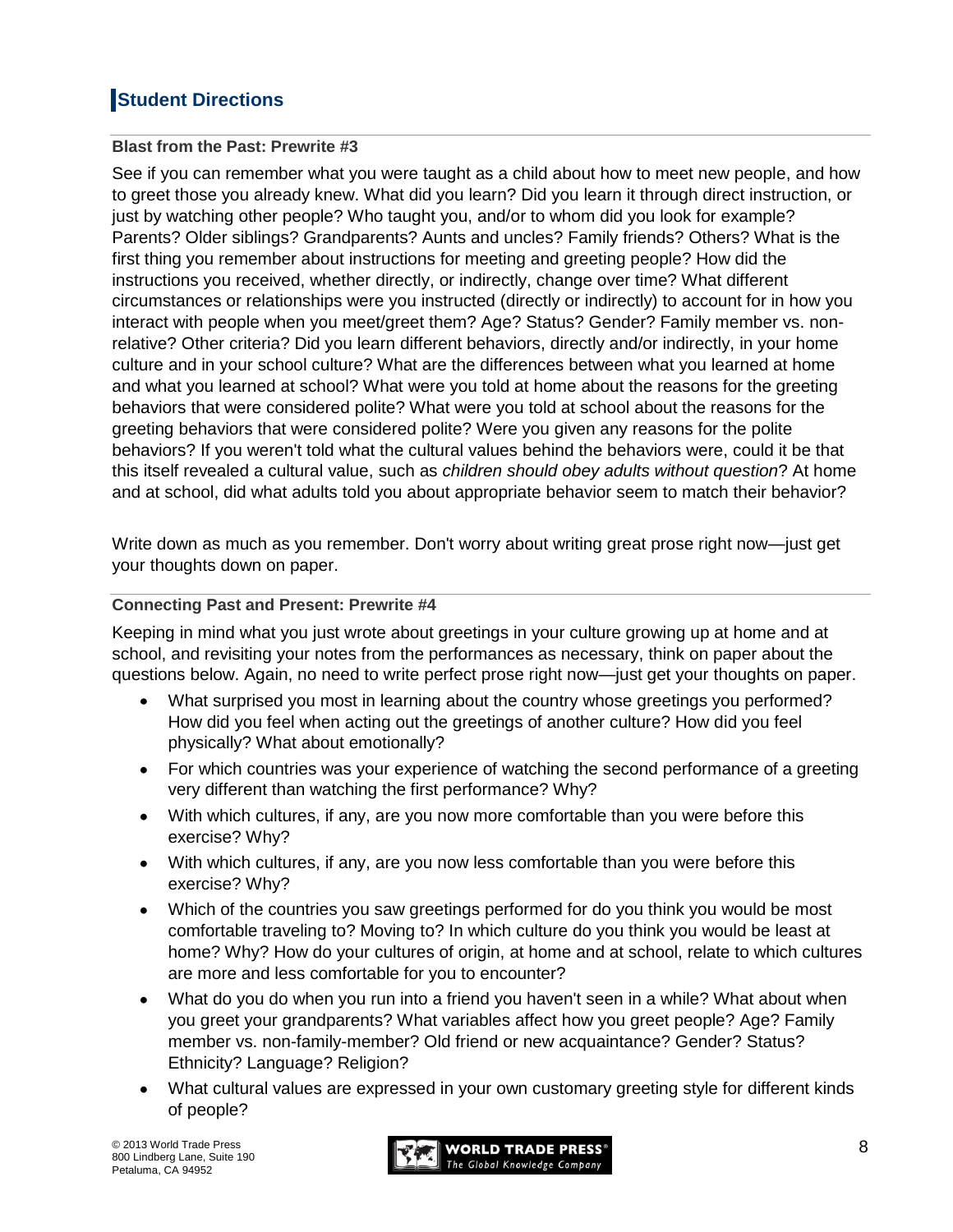## Student Directions

### Blast from the Past: Prewrite #3

See if you can remember what you were taught as a child about how to meet new people, and how to greet those you already knew. What did you learn? Did you learn it through direct instruction, or just by watching other people? Who taught you, and/or to whom did you look for example? Parents? Older siblings? Grandparents? Aunts and uncles? Family friends? Others? What is the first thing you remember about instructions for meeting and greeting people? How did the instructions you received, whether directly, or indirectly, change over time? What different circumstances or relationships were you instructed (directly or indirectly) to account for in how you interact with people when you meet/greet them? Age? Status? Gender? Family member vs. non-relative? Other criteria? Did you learn different behaviors, directly and/or indirectly, in your home culture and in your school culture? What are the differences between what you learned at home and what you learned at school? What were you told at home about the reasons for the greeting behaviors that were considered polite? What were you told at school about the reasons for the greeting behaviors that were considered polite? Were you given any reasons for the polite behaviors? If you weren't told what the cultural values behind the behaviors were, could it be that this itself revealed a cultural value, such as *children should obey adults without question*? At home and at school, did what adults told you about appropriate behavior seem to match their behavior?

Write down as much as you remember. Don't worry about writing great prose right now—just get your thoughts down on paper.

### Connecting Past and Present: Prewrite #4

Keeping in mind what you just wrote about greetings in your culture growing up at home and at school, and revisiting your notes from the performances as necessary, think on paper about the questions below. Again, no need to write perfect prose right now—just get your thoughts on paper.

- What surprised you most in learning about the country whose greetings you performed? How did you feel when acting out the greetings of another culture? How did you feel physically? What about emotionally?
- For which countries was your experience of watching the second performance of a greeting very different than watching the first performance? Why?
- With which cultures, if any, are you now more comfortable than you were before this exercise? Why?
- With which cultures, if any, are you now less comfortable than you were before this exercise? Why?
- Which of the countries you saw greetings performed for do you think you would be most comfortable traveling to? Moving to? In which culture do you think you would be least at home? Why? How do your cultures of origin, at home and at school, relate to which cultures are more and less comfortable for you to encounter?
- What do you do when you run into a friend you haven't seen in a while? What about when you greet your grandparents? What variables affect how you greet people? Age? Family member vs. non-family-member? Old friend or new acquaintance? Gender? Status? Ethnicity? Language? Religion?
- What cultural values are expressed in your own customary greeting style for different kinds of people?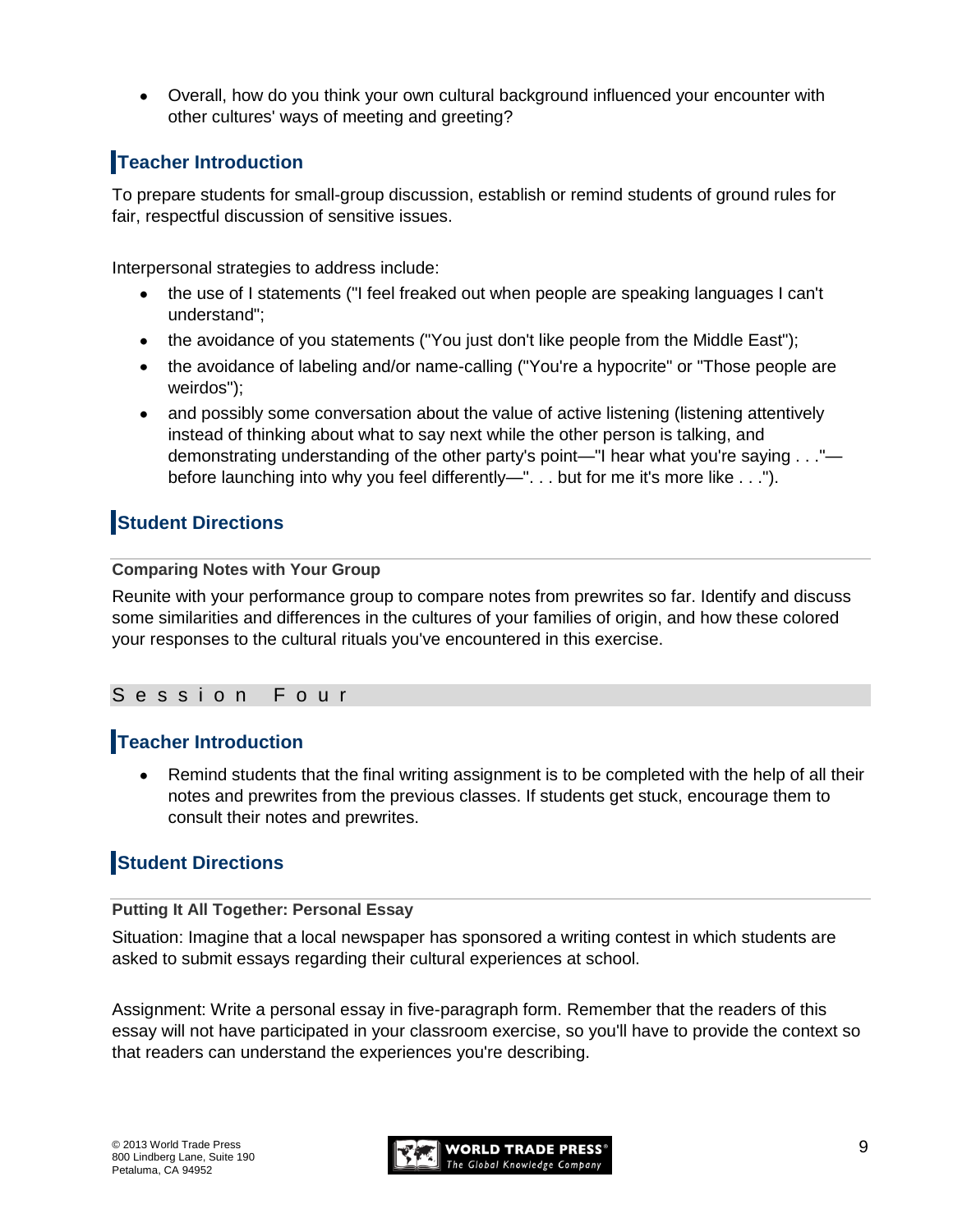- Overall, how do you think your own cultural background influenced your encounter with other cultures' ways of meeting and greeting?

## Teacher Introduction

To prepare students for small-group discussion, establish or remind students of ground rules for fair, respectful discussion of sensitive issues.

Interpersonal strategies to address include:

- the use of I statements ("I feel freaked out when people are speaking languages I can't understand";
- the avoidance of you statements ("You just don't like people from the Middle East");
- the avoidance of labeling and/or name-calling ("You're a hypocrite" or "Those people are weirdos");
- and possibly some conversation about the value of active listening (listening attentively instead of thinking about what to say next while the other person is talking, and demonstrating understanding of the other party's point—"I hear what you're saying . . ."—before launching into why you feel differently—". . . but for me it's more like . . .").

## Student Directions

### Comparing Notes with Your Group

Reunite with your performance group to compare notes from prewrites so far. Identify and discuss some similarities and differences in the cultures of your families of origin, and how these colored your responses to the cultural rituals you've encountered in this exercise.

# Session Four

## Teacher Introduction

- Remind students that the final writing assignment is to be completed with the help of all their notes and prewrites from the previous classes. If students get stuck, encourage them to consult their notes and prewrites.

## Student Directions

### Putting It All Together: Personal Essay

Situation: Imagine that a local newspaper has sponsored a writing contest in which students are asked to submit essays regarding their cultural experiences at school.

Assignment: Write a personal essay in five-paragraph form. Remember that the readers of this essay will not have participated in your classroom exercise, so you'll have to provide the context so that readers can understand the experiences you're describing.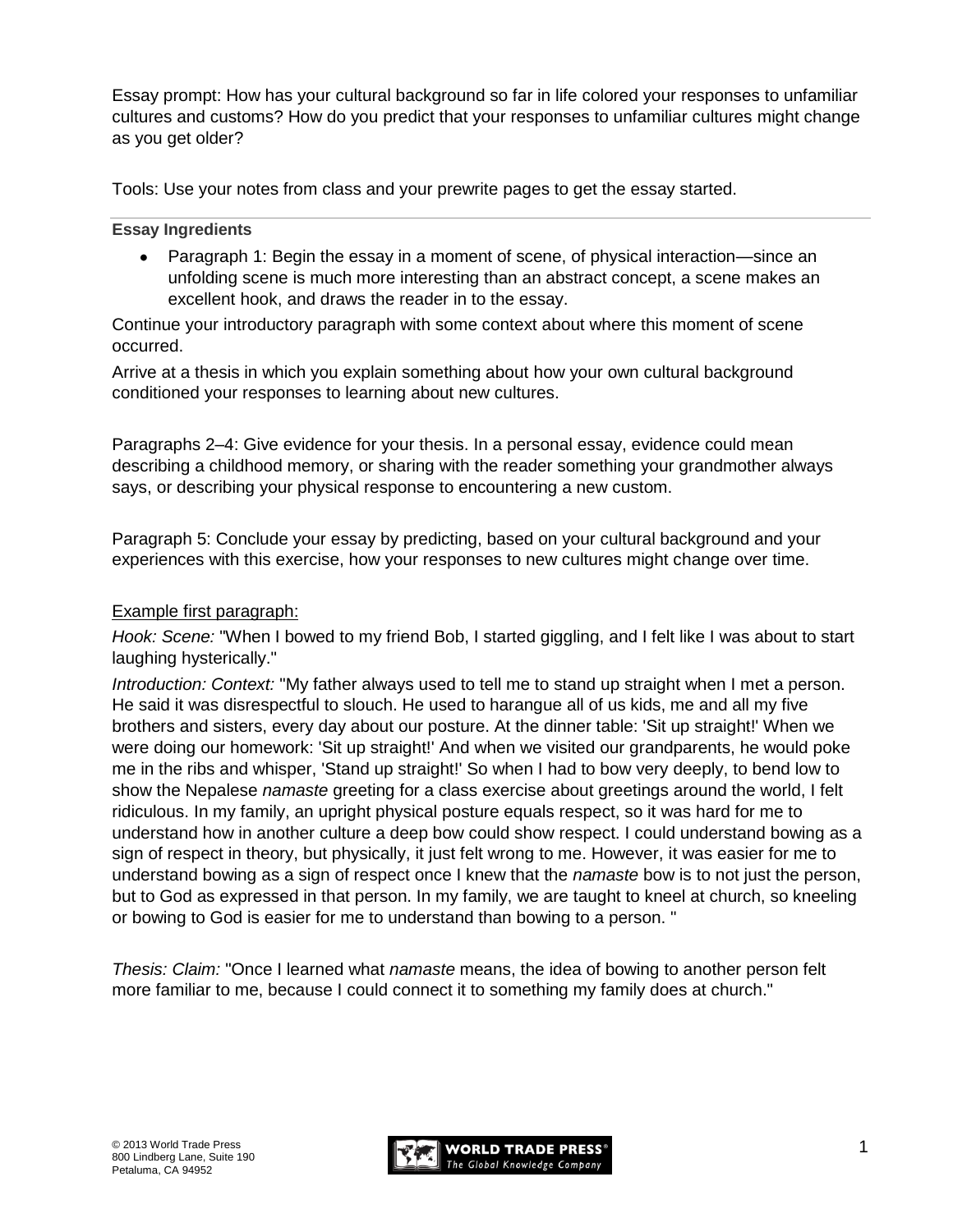Essay prompt: How has your cultural background so far in life colored your responses to unfamiliar cultures and customs? How do you predict that your responses to unfamiliar cultures might change as you get older?

Tools: Use your notes from class and your prewrite pages to get the essay started.

---

**Essay Ingredients**

- Paragraph 1: Begin the essay in a moment of scene, of physical interaction—since an unfolding scene is much more interesting than an abstract concept, a scene makes an excellent hook, and draws the reader in to the essay.

Continue your introductory paragraph with some context about where this moment of scene occurred.

Arrive at a thesis in which you explain something about how your own cultural background conditioned your responses to learning about new cultures.

Paragraphs 2–4: Give evidence for your thesis. In a personal essay, evidence could mean describing a childhood memory, or sharing with the reader something your grandmother always says, or describing your physical response to encountering a new custom.

Paragraph 5: Conclude your essay by predicting, based on your cultural background and your experiences with this exercise, how your responses to new cultures might change over time.

<u>Example first paragraph:</u>

*Hook: Scene:* "When I bowed to my friend Bob, I started giggling, and I felt like I was about to start laughing hysterically."

*Introduction: Context:* "My father always used to tell me to stand up straight when I met a person. He said it was disrespectful to slouch. He used to harangue all of us kids, me and all my five brothers and sisters, every day about our posture. At the dinner table: 'Sit up straight!' When we were doing our homework: 'Sit up straight!' And when we visited our grandparents, he would poke me in the ribs and whisper, 'Stand up straight!' So when I had to bow very deeply, to bend low to show the Nepalese *namaste* greeting for a class exercise about greetings around the world, I felt ridiculous. In my family, an upright physical posture equals respect, so it was hard for me to understand how in another culture a deep bow could show respect. I could understand bowing as a sign of respect in theory, but physically, it just felt wrong to me. However, it was easier for me to understand bowing as a sign of respect once I knew that the *namaste* bow is to not just the person, but to God as expressed in that person. In my family, we are taught to kneel at church, so kneeling or bowing to God is easier for me to understand than bowing to a person. "

*Thesis: Claim:* "Once I learned what *namaste* means, the idea of bowing to another person felt more familiar to me, because I could connect it to something my family does at church."

© 2013 World Trade Press
800 Lindberg Lane, Suite 190
Petaluma, CA 94952